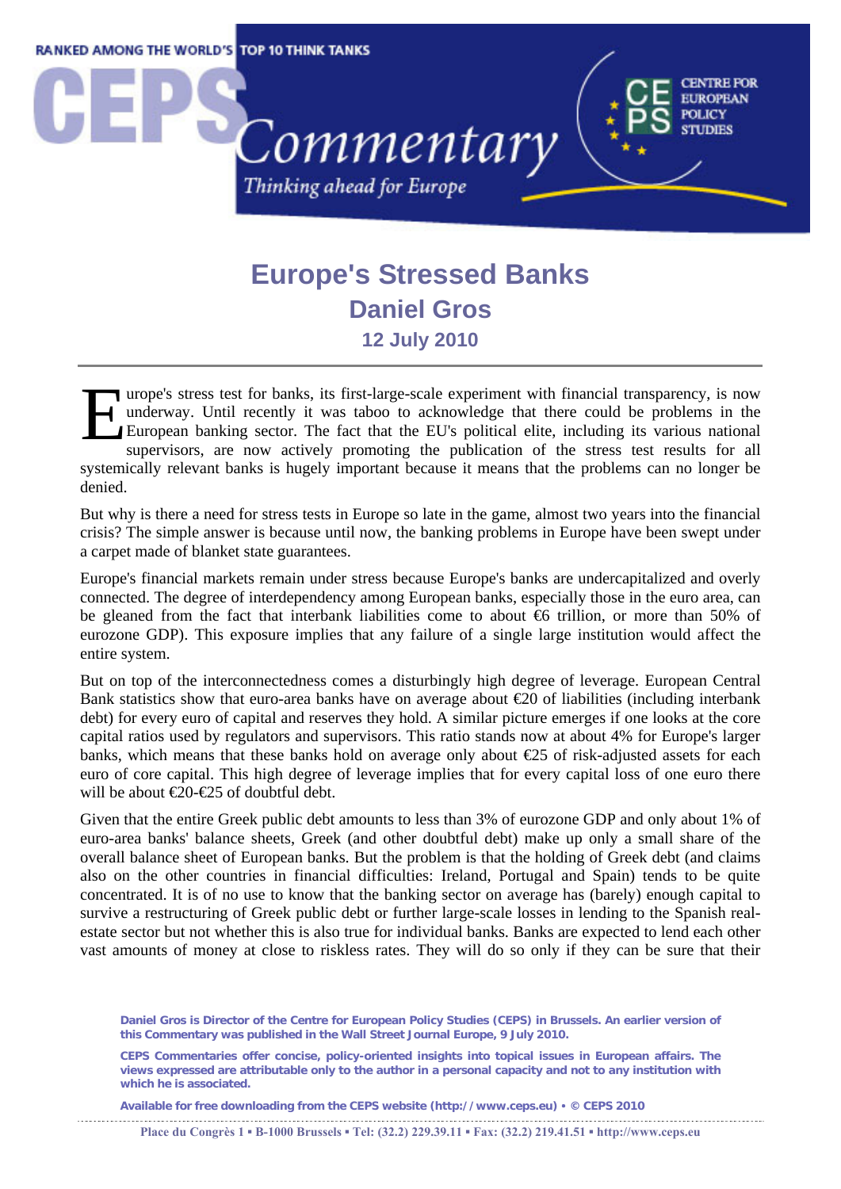# Europe's Stressed Banks

## Daniel Gros

### 12 July 2010

Europe's stress test for banks, its first-large-scale experiment with financial transparency, is now underway. Until recently it was taboo to acknowledge that there could be problems in the European banking sector. The fact that the EU's political elite, including its various national supervisors, are now actively promoting the publication of the stress test results for all systemically relevant banks is hugely important because it means that the problems can no longer be denied.

But why is there a need for stress tests in Europe so late in the game, almost two years into the financial crisis? The simple answer is because until now, the banking problems in Europe have been swept under a carpet made of blanket state guarantees.

Europe's financial markets remain under stress because Europe's banks are undercapitalized and overly connected. The degree of interdependency among European banks, especially those in the euro area, can be gleaned from the fact that interbank liabilities come to about €6 trillion, or more than 50% of eurozone GDP). This exposure implies that any failure of a single large institution would affect the entire system.

But on top of the interconnectedness comes a disturbingly high degree of leverage. European Central Bank statistics show that euro-area banks have on average about €20 of liabilities (including interbank debt) for every euro of capital and reserves they hold. A similar picture emerges if one looks at the core capital ratios used by regulators and supervisors. This ratio stands now at about 4% for Europe's larger banks, which means that these banks hold on average only about €25 of risk-adjusted assets for each euro of core capital. This high degree of leverage implies that for every capital loss of one euro there will be about €20-€25 of doubtful debt.

Given that the entire Greek public debt amounts to less than 3% of eurozone GDP and only about 1% of euro-area banks' balance sheets, Greek (and other doubtful debt) make up only a small share of the overall balance sheet of European banks. But the problem is that the holding of Greek debt (and claims also on the other countries in financial difficulties: Ireland, Portugal and Spain) tends to be quite concentrated. It is of no use to know that the banking sector on average has (barely) enough capital to survive a restructuring of Greek public debt or further large-scale losses in lending to the Spanish real-estate sector but not whether this is also true for individual banks. Banks are expected to lend each other vast amounts of money at close to riskless rates. They will do so only if they can be sure that their

**Daniel Gros is Director of the Centre for European Policy Studies (CEPS) in Brussels. An earlier version of this Commentary was published in the Wall Street Journal Europe, 9 July 2010.**

**CEPS Commentaries offer concise, policy-oriented insights into topical issues in European affairs. The views expressed are attributable only to the author in a personal capacity and not to any institution with which he is associated.**

**Available for free downloading from the CEPS website (http://www.ceps.eu) • © CEPS 2010**

Place du Congrès 1 ▪ B-1000 Brussels ▪ Tel: (32.2) 229.39.11 ▪ Fax: (32.2) 219.41.51 ▪ http://www.ceps.eu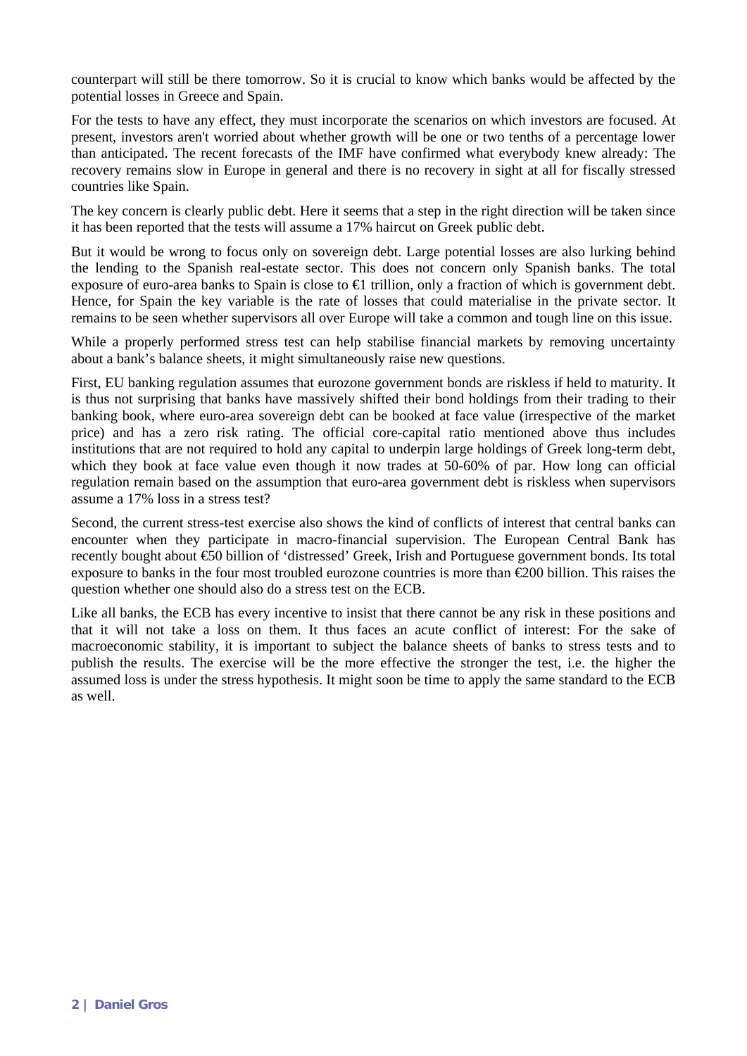counterpart will still be there tomorrow. So it is crucial to know which banks would be affected by the potential losses in Greece and Spain.

For the tests to have any effect, they must incorporate the scenarios on which investors are focused. At present, investors aren't worried about whether growth will be one or two tenths of a percentage lower than anticipated. The recent forecasts of the IMF have confirmed what everybody knew already: The recovery remains slow in Europe in general and there is no recovery in sight at all for fiscally stressed countries like Spain.

The key concern is clearly public debt. Here it seems that a step in the right direction will be taken since it has been reported that the tests will assume a 17% haircut on Greek public debt.

But it would be wrong to focus only on sovereign debt. Large potential losses are also lurking behind the lending to the Spanish real-estate sector. This does not concern only Spanish banks. The total exposure of euro-area banks to Spain is close to €1 trillion, only a fraction of which is government debt. Hence, for Spain the key variable is the rate of losses that could materialise in the private sector. It remains to be seen whether supervisors all over Europe will take a common and tough line on this issue.

While a properly performed stress test can help stabilise financial markets by removing uncertainty about a bank's balance sheets, it might simultaneously raise new questions.

First, EU banking regulation assumes that eurozone government bonds are riskless if held to maturity. It is thus not surprising that banks have massively shifted their bond holdings from their trading to their banking book, where euro-area sovereign debt can be booked at face value (irrespective of the market price) and has a zero risk rating. The official core-capital ratio mentioned above thus includes institutions that are not required to hold any capital to underpin large holdings of Greek long-term debt, which they book at face value even though it now trades at 50-60% of par. How long can official regulation remain based on the assumption that euro-area government debt is riskless when supervisors assume a 17% loss in a stress test?

Second, the current stress-test exercise also shows the kind of conflicts of interest that central banks can encounter when they participate in macro-financial supervision. The European Central Bank has recently bought about €50 billion of 'distressed' Greek, Irish and Portuguese government bonds. Its total exposure to banks in the four most troubled eurozone countries is more than €200 billion. This raises the question whether one should also do a stress test on the ECB.

Like all banks, the ECB has every incentive to insist that there cannot be any risk in these positions and that it will not take a loss on them. It thus faces an acute conflict of interest: For the sake of macroeconomic stability, it is important to subject the balance sheets of banks to stress tests and to publish the results. The exercise will be the more effective the stronger the test, i.e. the higher the assumed loss is under the stress hypothesis. It might soon be time to apply the same standard to the ECB as well.